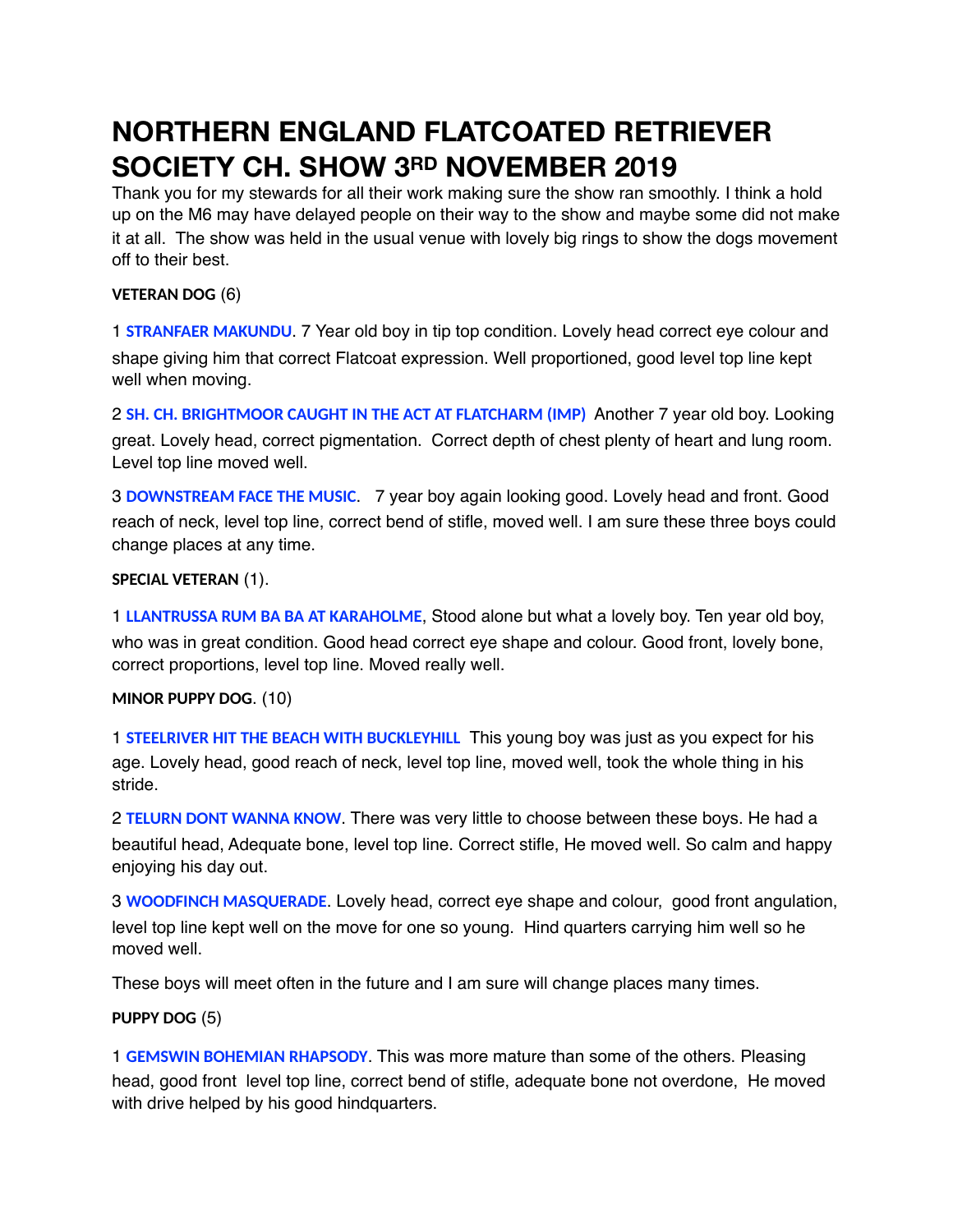# NORTHERN ENGLAND FLATCOATED RETRIEVER SOCIETY CH. SHOW 3RD NOVEMBER 2019

Thank you for my stewards for all their work making sure the show ran smoothly. I think a hold up on the M6 may have delayed people on their way to the show and maybe some did not make it at all. The show was held in the usual venue with lovely big rings to show the dogs movement off to their best.

**VETERAN DOG** (6)

1 **STRANFAER MAKUNDU**. 7 Year old boy in tip top condition. Lovely head correct eye colour and shape giving him that correct Flatcoat expression. Well proportioned, good level top line kept well when moving.

2 **SH. CH. BRIGHTMOOR CAUGHT IN THE ACT AT FLATCHARM (IMP)** Another 7 year old boy. Looking great. Lovely head, correct pigmentation. Correct depth of chest plenty of heart and lung room. Level top line moved well.

3 **DOWNSTREAM FACE THE MUSIC**. 7 year boy again looking good. Lovely head and front. Good reach of neck, level top line, correct bend of stifle, moved well. I am sure these three boys could change places at any time.

**SPECIAL VETERAN** (1).

1 **LLANTRUSSA RUM BA BA AT KARAHOLME**, Stood alone but what a lovely boy. Ten year old boy, who was in great condition. Good head correct eye shape and colour. Good front, lovely bone, correct proportions, level top line. Moved really well.

**MINOR PUPPY DOG**. (10)

1 **STEELRIVER HIT THE BEACH WITH BUCKLEYHILL** This young boy was just as you expect for his age. Lovely head, good reach of neck, level top line, moved well, took the whole thing in his stride.

2 **TELURN DONT WANNA KNOW**. There was very little to choose between these boys. He had a beautiful head, Adequate bone, level top line. Correct stifle, He moved well. So calm and happy enjoying his day out.

3 **WOODFINCH MASQUERADE**. Lovely head, correct eye shape and colour, good front angulation, level top line kept well on the move for one so young. Hind quarters carrying him well so he moved well.

These boys will meet often in the future and I am sure will change places many times.

**PUPPY DOG** (5)

1 **GEMSWIN BOHEMIAN RHAPSODY**. This was more mature than some of the others. Pleasing head, good front level top line, correct bend of stifle, adequate bone not overdone, He moved with drive helped by his good hindquarters.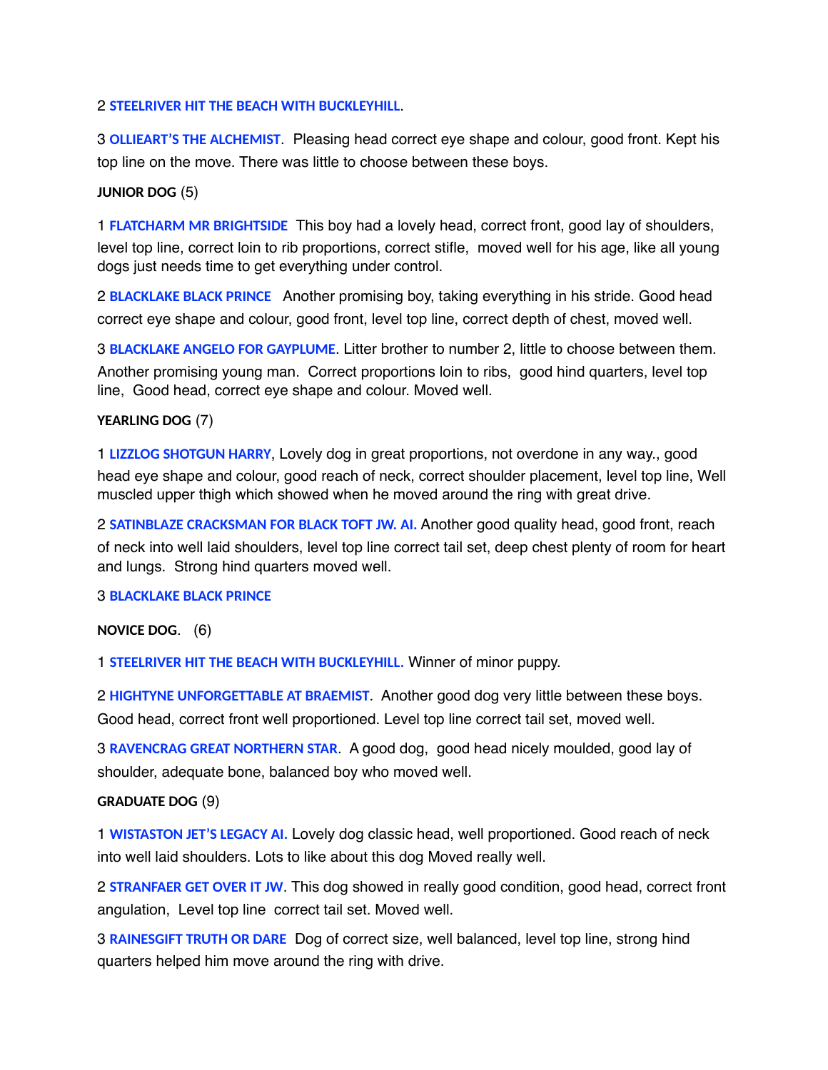2 **STEELRIVER HIT THE BEACH WITH BUCKLEYHILL**.

3 **OLLIEART'S THE ALCHEMIST**. Pleasing head correct eye shape and colour, good front. Kept his top line on the move. There was little to choose between these boys.

**JUNIOR DOG** (5)

1 **FLATCHARM MR BRIGHTSIDE** This boy had a lovely head, correct front, good lay of shoulders, level top line, correct loin to rib proportions, correct stifle, moved well for his age, like all young dogs just needs time to get everything under control.

2 **BLACKLAKE BLACK PRINCE** Another promising boy, taking everything in his stride. Good head correct eye shape and colour, good front, level top line, correct depth of chest, moved well.

3 **BLACKLAKE ANGELO FOR GAYPLUME**. Litter brother to number 2, little to choose between them. Another promising young man. Correct proportions loin to ribs, good hind quarters, level top line, Good head, correct eye shape and colour. Moved well.

**YEARLING DOG** (7)

1 **LIZZLOG SHOTGUN HARRY**, Lovely dog in great proportions, not overdone in any way., good head eye shape and colour, good reach of neck, correct shoulder placement, level top line, Well muscled upper thigh which showed when he moved around the ring with great drive.

2 **SATINBLAZE CRACKSMAN FOR BLACK TOFT JW. AI.** Another good quality head, good front, reach of neck into well laid shoulders, level top line correct tail set, deep chest plenty of room for heart and lungs. Strong hind quarters moved well.

3 **BLACKLAKE BLACK PRINCE**

**NOVICE DOG**. (6)

1 **STEELRIVER HIT THE BEACH WITH BUCKLEYHILL.** Winner of minor puppy.

2 **HIGHTYNE UNFORGETTABLE AT BRAEMIST**. Another good dog very little between these boys. Good head, correct front well proportioned. Level top line correct tail set, moved well.

3 **RAVENCRAG GREAT NORTHERN STAR**. A good dog, good head nicely moulded, good lay of shoulder, adequate bone, balanced boy who moved well.

**GRADUATE DOG** (9)

1 **WISTASTON JET'S LEGACY AI.** Lovely dog classic head, well proportioned. Good reach of neck into well laid shoulders. Lots to like about this dog Moved really well.

2 **STRANFAER GET OVER IT JW**. This dog showed in really good condition, good head, correct front angulation, Level top line correct tail set. Moved well.

3 **RAINESGIFT TRUTH OR DARE** Dog of correct size, well balanced, level top line, strong hind quarters helped him move around the ring with drive.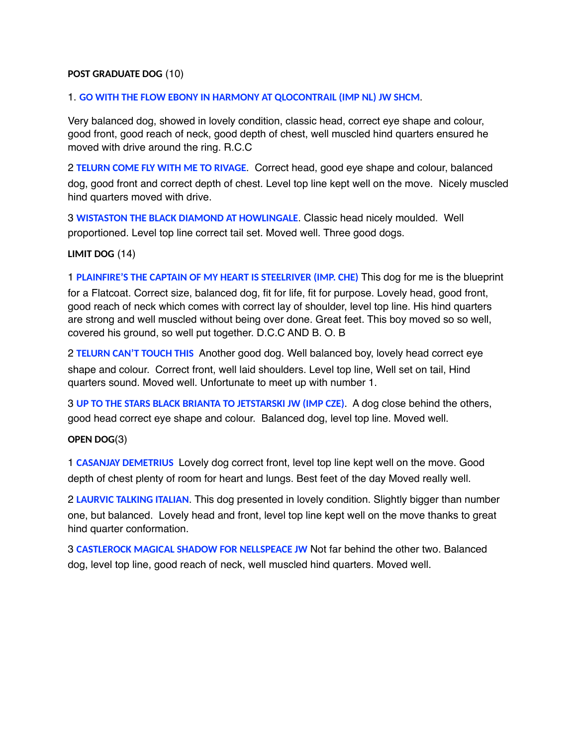**POST GRADUATE DOG** (10)

1. **GO WITH THE FLOW EBONY IN HARMONY AT QLOCONTRAIL (IMP NL) JW SHCM**.

Very balanced dog, showed in lovely condition, classic head, correct eye shape and colour, good front, good reach of neck, good depth of chest, well muscled hind quarters ensured he moved with drive around the ring. R.C.C

2 **TELURN COME FLY WITH ME TO RIVAGE**. Correct head, good eye shape and colour, balanced dog, good front and correct depth of chest. Level top line kept well on the move. Nicely muscled hind quarters moved with drive.

3 **WISTASTON THE BLACK DIAMOND AT HOWLINGALE**. Classic head nicely moulded. Well proportioned. Level top line correct tail set. Moved well. Three good dogs.

**LIMIT DOG** (14)

1 **PLAINFIRE'S THE CAPTAIN OF MY HEART IS STEELRIVER (IMP. CHE)** This dog for me is the blueprint for a Flatcoat. Correct size, balanced dog, fit for life, fit for purpose. Lovely head, good front, good reach of neck which comes with correct lay of shoulder, level top line. His hind quarters are strong and well muscled without being over done. Great feet. This boy moved so so well, covered his ground, so well put together. D.C.C AND B. O. B

2 **TELURN CAN'T TOUCH THIS** Another good dog. Well balanced boy, lovely head correct eye shape and colour. Correct front, well laid shoulders. Level top line, Well set on tail, Hind quarters sound. Moved well. Unfortunate to meet up with number 1.

3 **UP TO THE STARS BLACK BRIANTA TO JETSTARSKI JW (IMP CZE)**. A dog close behind the others, good head correct eye shape and colour. Balanced dog, level top line. Moved well.

**OPEN DOG**(3)

1 **CASANJAY DEMETRIUS** Lovely dog correct front, level top line kept well on the move. Good depth of chest plenty of room for heart and lungs. Best feet of the day Moved really well.

2 **LAURVIC TALKING ITALIAN**. This dog presented in lovely condition. Slightly bigger than number one, but balanced. Lovely head and front, level top line kept well on the move thanks to great hind quarter conformation.

3 **CASTLEROCK MAGICAL SHADOW FOR NELLSPEACE JW** Not far behind the other two. Balanced dog, level top line, good reach of neck, well muscled hind quarters. Moved well.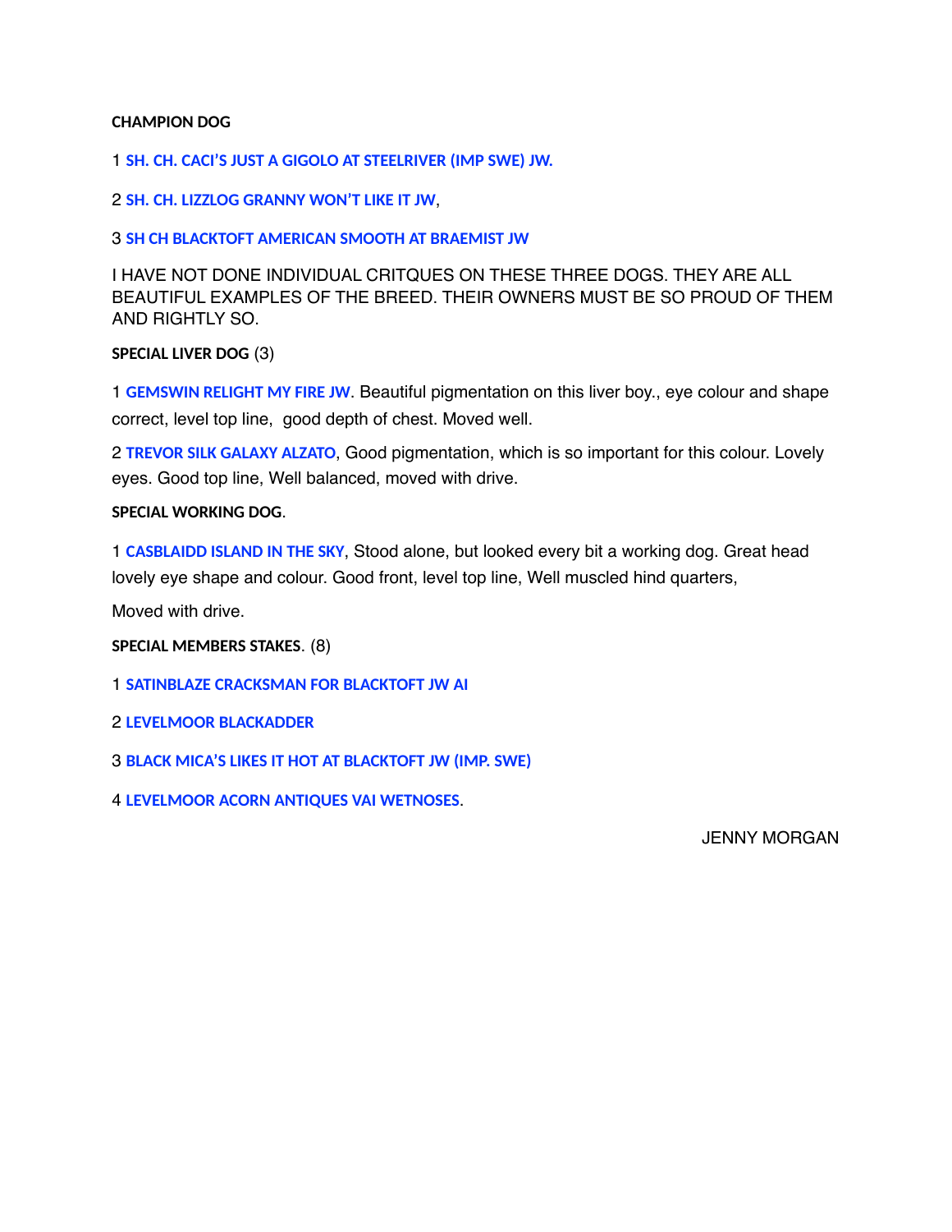**CHAMPION DOG**

1 **SH. CH. CACI'S JUST A GIGOLO AT STEELRIVER (IMP SWE) JW.**

2 **SH. CH. LIZZLOG GRANNY WON'T LIKE IT JW**,

3 **SH CH BLACKTOFT AMERICAN SMOOTH AT BRAEMIST JW**

I HAVE NOT DONE INDIVIDUAL CRITQUES ON THESE THREE DOGS. THEY ARE ALL BEAUTIFUL EXAMPLES OF THE BREED. THEIR OWNERS MUST BE SO PROUD OF THEM AND RIGHTLY SO.

**SPECIAL LIVER DOG** (3)

1 **GEMSWIN RELIGHT MY FIRE JW**. Beautiful pigmentation on this liver boy., eye colour and shape correct, level top line, good depth of chest. Moved well.

2 **TREVOR SILK GALAXY ALZATO**, Good pigmentation, which is so important for this colour. Lovely eyes. Good top line, Well balanced, moved with drive.

**SPECIAL WORKING DOG**.

1 **CASBLAIDD ISLAND IN THE SKY**, Stood alone, but looked every bit a working dog. Great head lovely eye shape and colour. Good front, level top line, Well muscled hind quarters,

Moved with drive.

**SPECIAL MEMBERS STAKES**. (8)

1 **SATINBLAZE CRACKSMAN FOR BLACKTOFT JW AI**

2 **LEVELMOOR BLACKADDER**

3 **BLACK MICA'S LIKES IT HOT AT BLACKTOFT JW (IMP. SWE)**

4 **LEVELMOOR ACORN ANTIQUES VAI WETNOSES**.

JENNY MORGAN